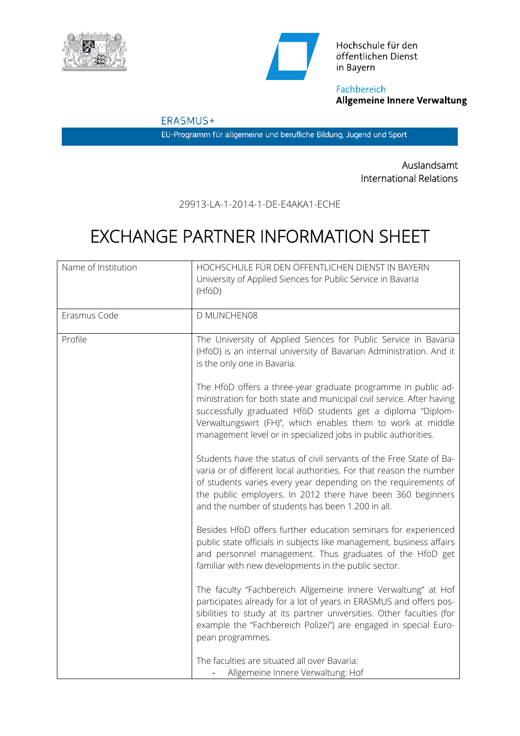Hochschule für den öffentlichen Dienst in Bayern

Fachbereich
**Allgemeine Innere Verwaltung**

ERASMUS+

EU-Programm für allgemeine und berufliche Bildung, Jugend und Sport

Auslandsamt
International Relations

29913-LA-1-2014-1-DE-E4AKA1-ECHE

# EXCHANGE PARTNER INFORMATION SHEET

| | |
|---|---|
| Name of Institution | HOCHSCHULE FÜR DEN ÖFFENTLICHEN DIENST IN BAYERN<br>University of Applied Siences for Public Service in Bavaria (HföD) |
| Erasmus Code | D MUNCHEN08 |
| Profile | The University of Applied Siences for Public Service in Bavaria (HföD) is an internal university of Bavarian Administration. And it is the only one in Bavaria.<br><br>The HföD offers a three-year graduate programme in public administration for both state and municipal civil service. After having successfully graduated HföD students get a diploma "Diplom-Verwaltungswirt (FH)", which enables them to work at middle management level or in specialized jobs in public authorities.<br><br>Students have the status of civil servants of the Free State of Bavaria or of different local authorities. For that reason the number of students varies every year depending on the requirements of the public employers. In 2012 there have been 360 beginners and the number of students has been 1.200 in all.<br><br>Besides HföD offers further education seminars for experienced public state officials in subjects like management, business affairs and personnel management. Thus graduates of the HföD get familiar with new developments in the public sector.<br><br>The faculty "Fachbereich Allgemeine Innere Verwaltung" at Hof participates already for a lot of years in ERASMUS and offers possibilities to study at its partner universities. Other faculties (for example the "Fachbereich Polizei") are engaged in special European programmes.<br><br>The faculties are situated all over Bavaria:<br>- Allgemeine Innere Verwaltung: Hof |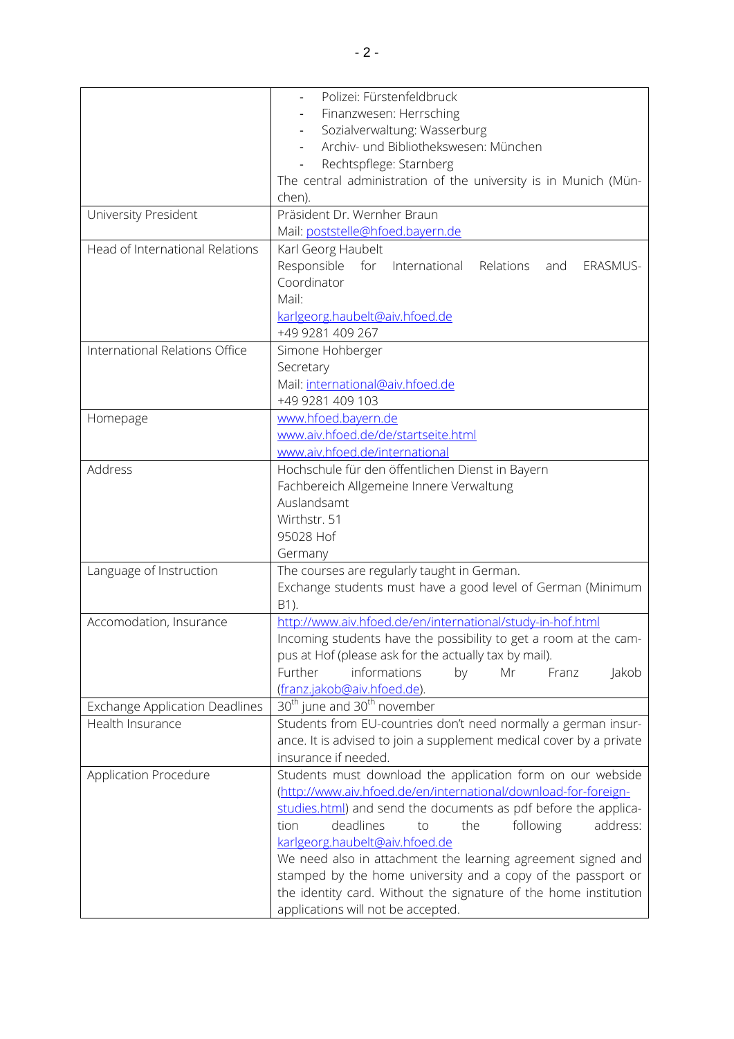| | |
|---|---|
| | - Polizei: Fürstenfeldbruck<br>- Finanzwesen: Herrsching<br>- Sozialverwaltung: Wasserburg<br>- Archiv- und Bibliothekswesen: München<br>- Rechtspflege: Starnberg<br>The central administration of the university is in Munich (München). |
| University President | Präsident Dr. Wernher Braun<br>Mail: poststelle@hfoed.bayern.de |
| Head of International Relations | Karl Georg Haubelt<br>Responsible for International Relations and ERASMUS-Coordinator<br>Mail:<br>karlgeorg.haubelt@aiv.hfoed.de<br>+49 9281 409 267 |
| International Relations Office | Simone Hohberger<br>Secretary<br>Mail: international@aiv.hfoed.de<br>+49 9281 409 103 |
| Homepage | www.hfoed.bayern.de<br>www.aiv.hfoed.de/de/startseite.html<br>www.aiv.hfoed.de/international |
| Address | Hochschule für den öffentlichen Dienst in Bayern<br>Fachbereich Allgemeine Innere Verwaltung<br>Auslandsamt<br>Wirthstr. 51<br>95028 Hof<br>Germany |
| Language of Instruction | The courses are regularly taught in German.<br>Exchange students must have a good level of German (Minimum B1). |
| Accomodation, Insurance | http://www.aiv.hfoed.de/en/international/study-in-hof.html<br>Incoming students have the possibility to get a room at the campus at Hof (please ask for the actually tax by mail).<br>Further informations by Mr Franz Jakob (franz.jakob@aiv.hfoed.de). |
| Exchange Application Deadlines | 30th june and 30th november |
| Health Insurance | Students from EU-countries don't need normally a german insurance. It is advised to join a supplement medical cover by a private insurance if needed. |
| Application Procedure | Students must download the application form on our webside (http://www.aiv.hfoed.de/en/international/download-for-foreign-studies.html) and send the documents as pdf before the application deadlines to the following address: karlgeorg.haubelt@aiv.hfoed.de<br>We need also in attachment the learning agreement signed and stamped by the home university and a copy of the passport or the identity card. Without the signature of the home institution applications will not be accepted. |